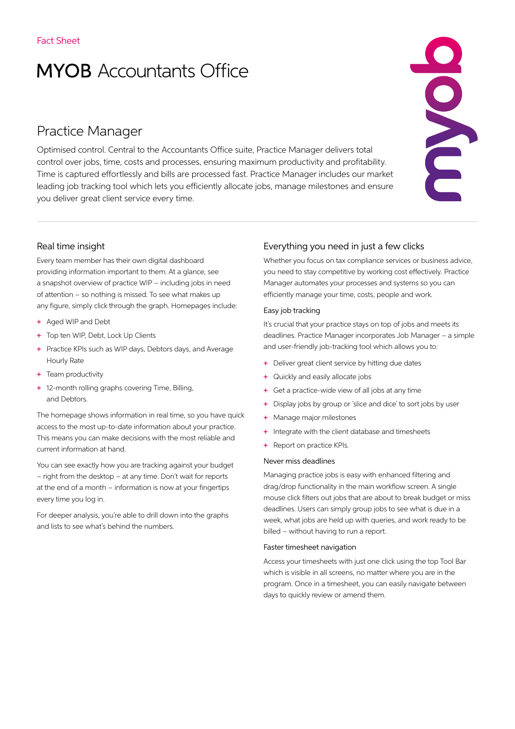Fact Sheet

# MYOB Accountants Office

## Practice Manager

Optimised control. Central to the Accountants Office suite, Practice Manager delivers total control over jobs, time, costs and processes, ensuring maximum productivity and profitability. Time is captured effortlessly and bills are processed fast. Practice Manager includes our market leading job tracking tool which lets you efficiently allocate jobs, manage milestones and ensure you deliver great client service every time.

### Real time insight

Every team member has their own digital dashboard providing information important to them. At a glance, see a snapshot overview of practice WIP – including jobs in need of attention – so nothing is missed. To see what makes up any figure, simply click through the graph. Homepages include:

+ Aged WIP and Debt
+ Top ten WIP, Debt, Lock Up Clients
+ Practice KPIs such as WIP days, Debtors days, and Average Hourly Rate
+ Team productivity
+ 12-month rolling graphs covering Time, Billing, and Debtors.

The homepage shows information in real time, so you have quick access to the most up-to-date information about your practice. This means you can make decisions with the most reliable and current information at hand.

You can see exactly how you are tracking against your budget – right from the desktop – at any time. Don't wait for reports at the end of a month – information is now at your fingertips every time you log in.

For deeper analysis, you're able to drill down into the graphs and lists to see what's behind the numbers.

### Everything you need in just a few clicks

Whether you focus on tax compliance services or business advice, you need to stay competitive by working cost effectively. Practice Manager automates your processes and systems so you can efficiently manage your time, costs, people and work.

#### Easy job tracking

It's crucial that your practice stays on top of jobs and meets its deadlines. Practice Manager incorporates Job Manager – a simple and user-friendly job-tracking tool which allows you to:

+ Deliver great client service by hitting due dates
+ Quickly and easily allocate jobs
+ Get a practice-wide view of all jobs at any time
+ Display jobs by group or 'slice and dice' to sort jobs by user
+ Manage major milestones
+ Integrate with the client database and timesheets
+ Report on practice KPIs.

#### Never miss deadlines

Managing practice jobs is easy with enhanced filtering and drag/drop functionality in the main workflow screen. A single mouse click filters out jobs that are about to break budget or miss deadlines. Users can simply group jobs to see what is due in a week, what jobs are held up with queries, and work ready to be billed – without having to run a report.

#### Faster timesheet navigation

Access your timesheets with just one click using the top Tool Bar which is visible in all screens, no matter where you are in the program. Once in a timesheet, you can easily navigate between days to quickly review or amend them.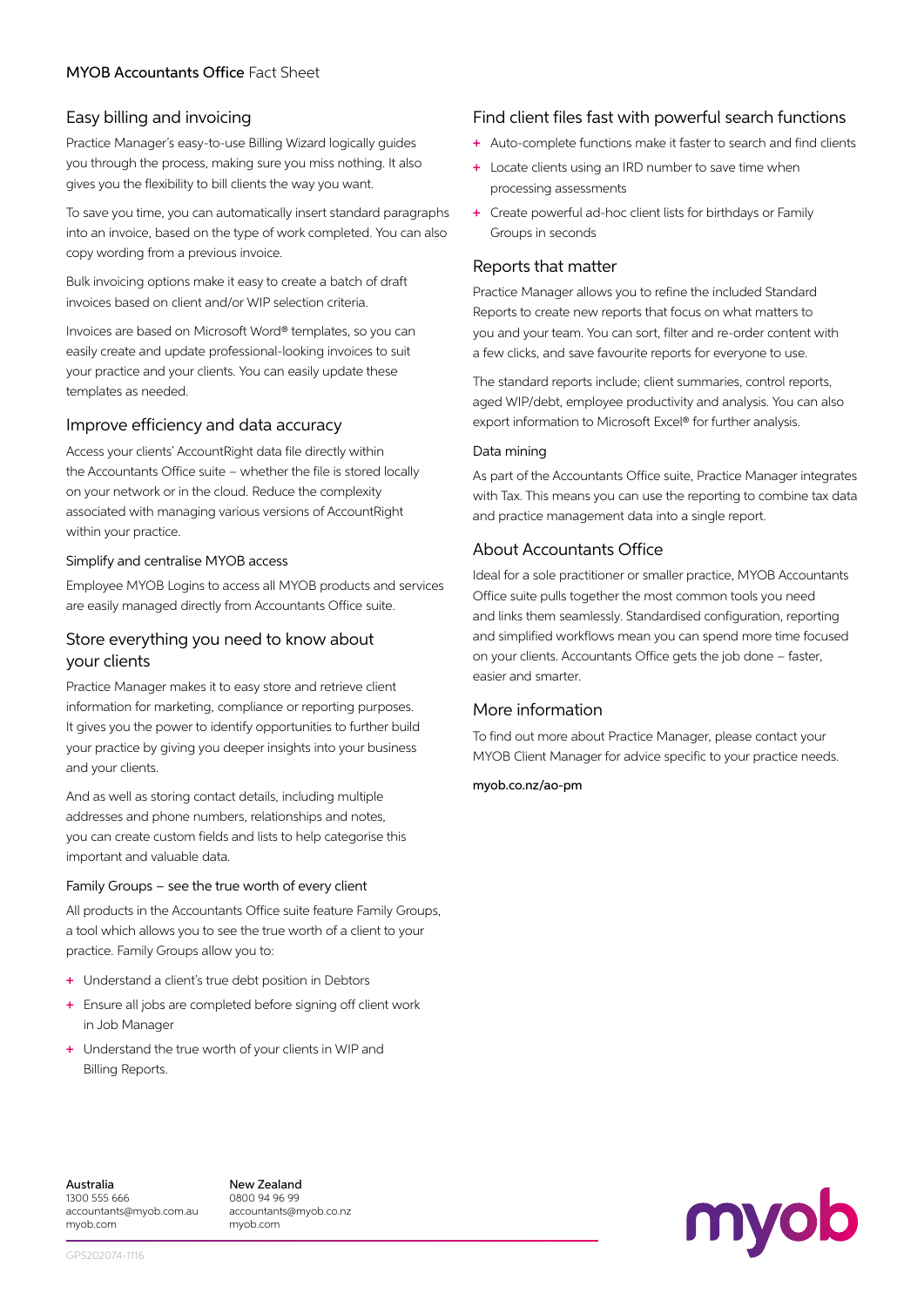## Easy billing and invoicing

Practice Manager's easy-to-use Billing Wizard logically guides you through the process, making sure you miss nothing. It also gives you the flexibility to bill clients the way you want.

To save you time, you can automatically insert standard paragraphs into an invoice, based on the type of work completed. You can also copy wording from a previous invoice.

Bulk invoicing options make it easy to create a batch of draft invoices based on client and/or WIP selection criteria.

Invoices are based on Microsoft Word® templates, so you can easily create and update professional-looking invoices to suit your practice and your clients. You can easily update these templates as needed.

## Improve efficiency and data accuracy

Access your clients' AccountRight data file directly within the Accountants Office suite – whether the file is stored locally on your network or in the cloud. Reduce the complexity associated with managing various versions of AccountRight within your practice.

### Simplify and centralise MYOB access

Employee MYOB Logins to access all MYOB products and services are easily managed directly from Accountants Office suite.

## Store everything you need to know about your clients

Practice Manager makes it to easy store and retrieve client information for marketing, compliance or reporting purposes. It gives you the power to identify opportunities to further build your practice by giving you deeper insights into your business and your clients.

And as well as storing contact details, including multiple addresses and phone numbers, relationships and notes, you can create custom fields and lists to help categorise this important and valuable data.

### Family Groups – see the true worth of every client

All products in the Accountants Office suite feature Family Groups, a tool which allows you to see the true worth of a client to your practice. Family Groups allow you to:

+ Understand a client's true debt position in Debtors
+ Ensure all jobs are completed before signing off client work in Job Manager
+ Understand the true worth of your clients in WIP and Billing Reports.

## Find client files fast with powerful search functions

+ Auto-complete functions make it faster to search and find clients
+ Locate clients using an IRD number to save time when processing assessments
+ Create powerful ad-hoc client lists for birthdays or Family Groups in seconds

## Reports that matter

Practice Manager allows you to refine the included Standard Reports to create new reports that focus on what matters to you and your team. You can sort, filter and re-order content with a few clicks, and save favourite reports for everyone to use.

The standard reports include; client summaries, control reports, aged WIP/debt, employee productivity and analysis. You can also export information to Microsoft Excel® for further analysis.

### Data mining

As part of the Accountants Office suite, Practice Manager integrates with Tax. This means you can use the reporting to combine tax data and practice management data into a single report.

## About Accountants Office

Ideal for a sole practitioner or smaller practice, MYOB Accountants Office suite pulls together the most common tools you need and links them seamlessly. Standardised configuration, reporting and simplified workflows mean you can spend more time focused on your clients. Accountants Office gets the job done – faster, easier and smarter.

## More information

To find out more about Practice Manager, please contact your MYOB Client Manager for advice specific to your practice needs.

myob.co.nz/ao-pm

**Australia**
1300 555 666
accountants@myob.com.au
myob.com

**New Zealand**
0800 94 96 99
accountants@myob.co.nz
myob.com

GPS202074-1116